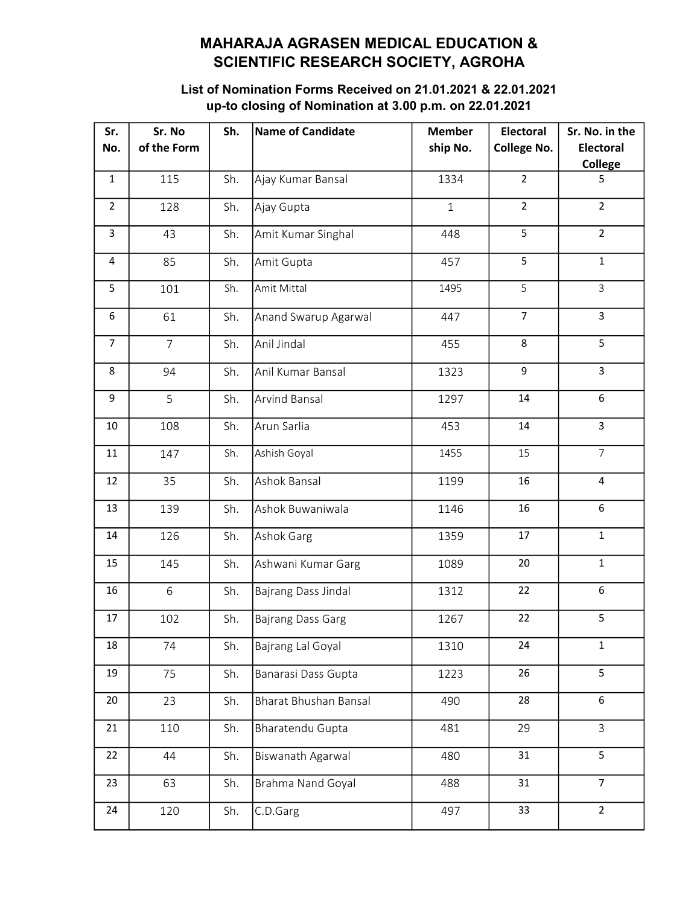# MAHARAJA AGRASEN MEDICAL EDUCATION & SCIENTIFIC RESEARCH SOCIETY, AGROHA

**List of Nomination Forms Received on 21.01.2021 & 22.01.2021 up-to closing of Nomination at 3.00 p.m. on 22.01.2021**

| Sr. No. | Sr. No of the Form | Sh. | Name of Candidate | Member ship No. | Electoral College No. | Sr. No. in the Electoral College |
|---|---|---|---|---|---|---|
| 1 | 115 | Sh. | Ajay Kumar Bansal | 1334 | 2 | 5 |
| 2 | 128 | Sh. | Ajay Gupta | 1 | 2 | 2 |
| 3 | 43 | Sh. | Amit Kumar Singhal | 448 | 5 | 2 |
| 4 | 85 | Sh. | Amit Gupta | 457 | 5 | 1 |
| 5 | 101 | Sh. | Amit Mittal | 1495 | 5 | 3 |
| 6 | 61 | Sh. | Anand Swarup Agarwal | 447 | 7 | 3 |
| 7 | 7 | Sh. | Anil Jindal | 455 | 8 | 5 |
| 8 | 94 | Sh. | Anil Kumar Bansal | 1323 | 9 | 3 |
| 9 | 5 | Sh. | Arvind Bansal | 1297 | 14 | 6 |
| 10 | 108 | Sh. | Arun Sarlia | 453 | 14 | 3 |
| 11 | 147 | Sh. | Ashish Goyal | 1455 | 15 | 7 |
| 12 | 35 | Sh. | Ashok Bansal | 1199 | 16 | 4 |
| 13 | 139 | Sh. | Ashok Buwaniwala | 1146 | 16 | 6 |
| 14 | 126 | Sh. | Ashok Garg | 1359 | 17 | 1 |
| 15 | 145 | Sh. | Ashwani Kumar Garg | 1089 | 20 | 1 |
| 16 | 6 | Sh. | Bajrang Dass Jindal | 1312 | 22 | 6 |
| 17 | 102 | Sh. | Bajrang Dass Garg | 1267 | 22 | 5 |
| 18 | 74 | Sh. | Bajrang Lal Goyal | 1310 | 24 | 1 |
| 19 | 75 | Sh. | Banarasi Dass Gupta | 1223 | 26 | 5 |
| 20 | 23 | Sh. | Bharat Bhushan Bansal | 490 | 28 | 6 |
| 21 | 110 | Sh. | Bharatendu Gupta | 481 | 29 | 3 |
| 22 | 44 | Sh. | Biswanath Agarwal | 480 | 31 | 5 |
| 23 | 63 | Sh. | Brahma Nand Goyal | 488 | 31 | 7 |
| 24 | 120 | Sh. | C.D.Garg | 497 | 33 | 2 |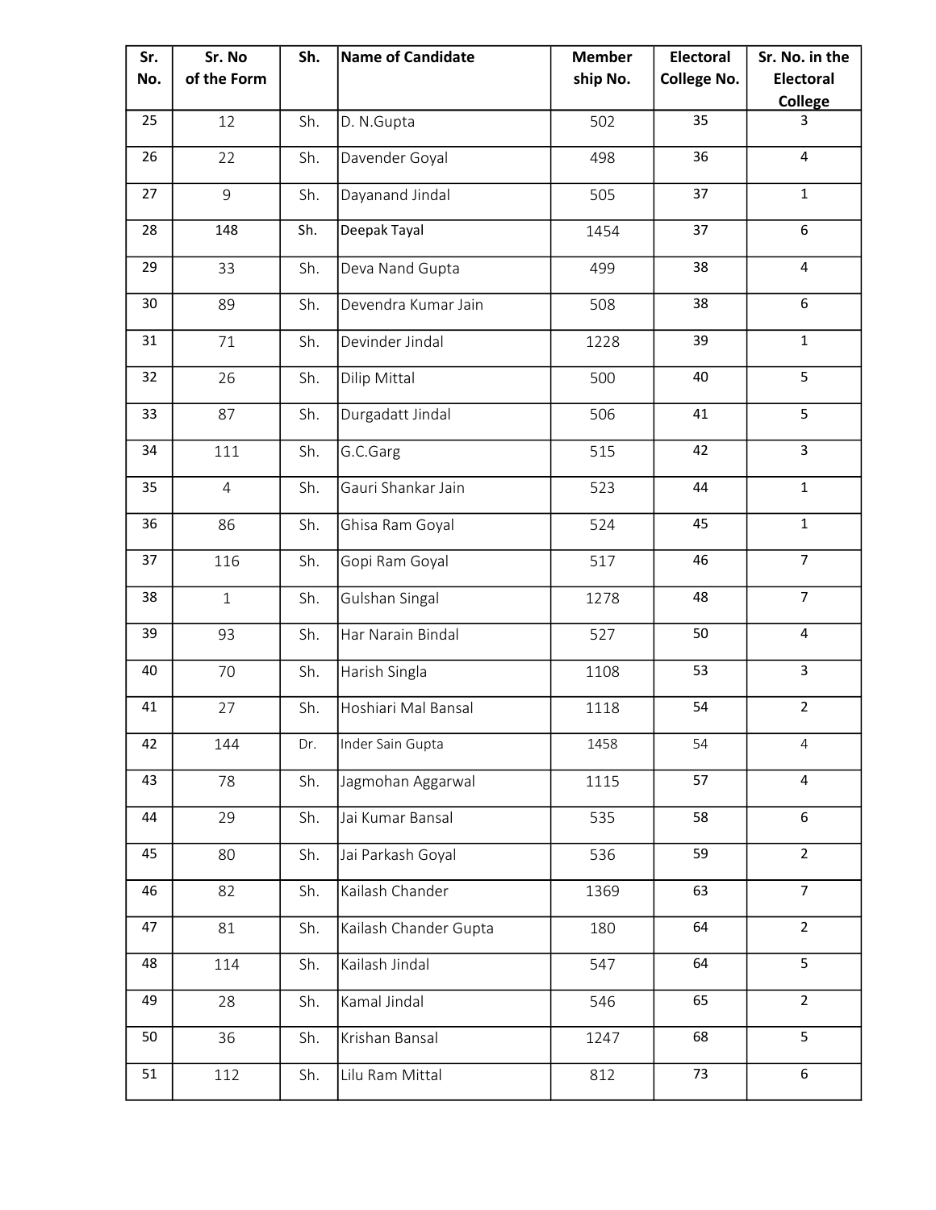| Sr. No. | Sr. No of the Form | Sh. | Name of Candidate | Member ship No. | Electoral College No. | Sr. No. in the Electoral College |
|---|---|---|---|---|---|---|
| 25 | 12 | Sh. | D. N.Gupta | 502 | 35 | 3 |
| 26 | 22 | Sh. | Davender Goyal | 498 | 36 | 4 |
| 27 | 9 | Sh. | Dayanand Jindal | 505 | 37 | 1 |
| 28 | 148 | Sh. | Deepak Tayal | 1454 | 37 | 6 |
| 29 | 33 | Sh. | Deva Nand Gupta | 499 | 38 | 4 |
| 30 | 89 | Sh. | Devendra Kumar Jain | 508 | 38 | 6 |
| 31 | 71 | Sh. | Devinder Jindal | 1228 | 39 | 1 |
| 32 | 26 | Sh. | Dilip Mittal | 500 | 40 | 5 |
| 33 | 87 | Sh. | Durgadatt Jindal | 506 | 41 | 5 |
| 34 | 111 | Sh. | G.C.Garg | 515 | 42 | 3 |
| 35 | 4 | Sh. | Gauri Shankar Jain | 523 | 44 | 1 |
| 36 | 86 | Sh. | Ghisa Ram Goyal | 524 | 45 | 1 |
| 37 | 116 | Sh. | Gopi Ram Goyal | 517 | 46 | 7 |
| 38 | 1 | Sh. | Gulshan Singal | 1278 | 48 | 7 |
| 39 | 93 | Sh. | Har Narain Bindal | 527 | 50 | 4 |
| 40 | 70 | Sh. | Harish Singla | 1108 | 53 | 3 |
| 41 | 27 | Sh. | Hoshiari Mal Bansal | 1118 | 54 | 2 |
| 42 | 144 | Dr. | Inder Sain Gupta | 1458 | 54 | 4 |
| 43 | 78 | Sh. | Jagmohan Aggarwal | 1115 | 57 | 4 |
| 44 | 29 | Sh. | Jai Kumar Bansal | 535 | 58 | 6 |
| 45 | 80 | Sh. | Jai Parkash Goyal | 536 | 59 | 2 |
| 46 | 82 | Sh. | Kailash Chander | 1369 | 63 | 7 |
| 47 | 81 | Sh. | Kailash Chander Gupta | 180 | 64 | 2 |
| 48 | 114 | Sh. | Kailash Jindal | 547 | 64 | 5 |
| 49 | 28 | Sh. | Kamal Jindal | 546 | 65 | 2 |
| 50 | 36 | Sh. | Krishan Bansal | 1247 | 68 | 5 |
| 51 | 112 | Sh. | Lilu Ram Mittal | 812 | 73 | 6 |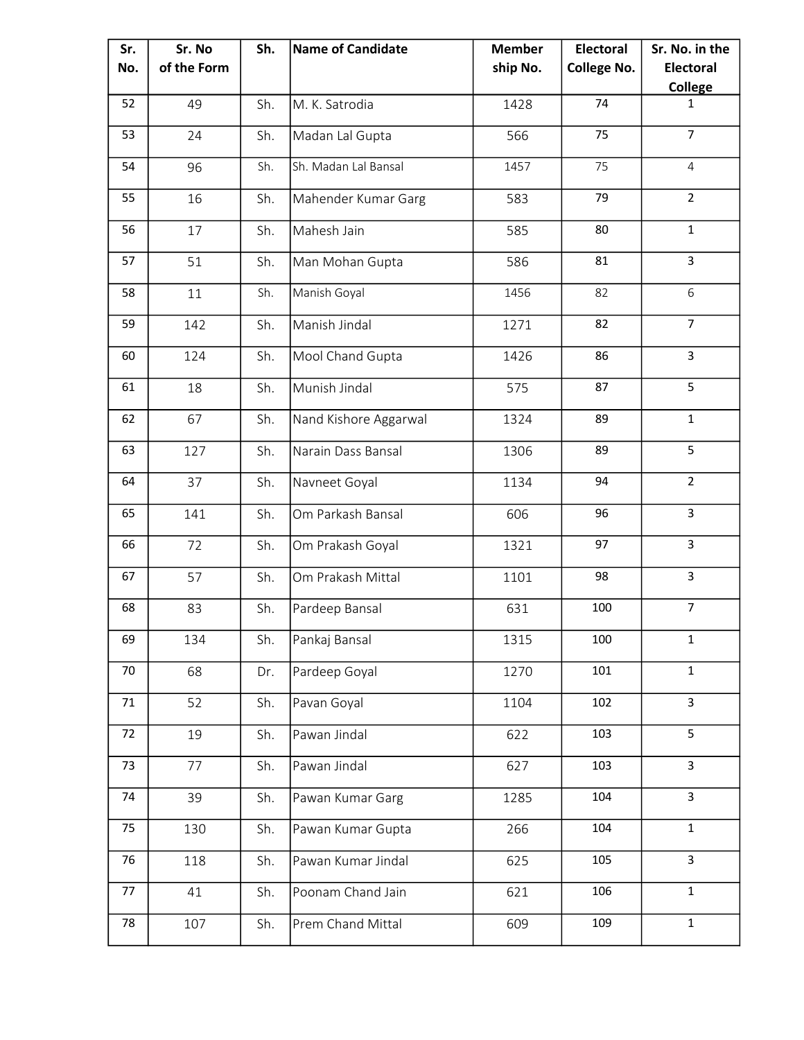| Sr. No. | Sr. No of the Form | Sh. | Name of Candidate | Member ship No. | Electoral College No. | Sr. No. in the Electoral College |
|---|---|---|---|---|---|---|
| 52 | 49 | Sh. | M. K. Satrodia | 1428 | 74 | 1 |
| 53 | 24 | Sh. | Madan Lal Gupta | 566 | 75 | 7 |
| 54 | 96 | Sh. | Sh. Madan Lal Bansal | 1457 | 75 | 4 |
| 55 | 16 | Sh. | Mahender Kumar Garg | 583 | 79 | 2 |
| 56 | 17 | Sh. | Mahesh Jain | 585 | 80 | 1 |
| 57 | 51 | Sh. | Man Mohan Gupta | 586 | 81 | 3 |
| 58 | 11 | Sh. | Manish Goyal | 1456 | 82 | 6 |
| 59 | 142 | Sh. | Manish Jindal | 1271 | 82 | 7 |
| 60 | 124 | Sh. | Mool Chand Gupta | 1426 | 86 | 3 |
| 61 | 18 | Sh. | Munish Jindal | 575 | 87 | 5 |
| 62 | 67 | Sh. | Nand Kishore Aggarwal | 1324 | 89 | 1 |
| 63 | 127 | Sh. | Narain Dass Bansal | 1306 | 89 | 5 |
| 64 | 37 | Sh. | Navneet Goyal | 1134 | 94 | 2 |
| 65 | 141 | Sh. | Om Parkash Bansal | 606 | 96 | 3 |
| 66 | 72 | Sh. | Om Prakash Goyal | 1321 | 97 | 3 |
| 67 | 57 | Sh. | Om Prakash Mittal | 1101 | 98 | 3 |
| 68 | 83 | Sh. | Pardeep Bansal | 631 | 100 | 7 |
| 69 | 134 | Sh. | Pankaj Bansal | 1315 | 100 | 1 |
| 70 | 68 | Dr. | Pardeep Goyal | 1270 | 101 | 1 |
| 71 | 52 | Sh. | Pavan Goyal | 1104 | 102 | 3 |
| 72 | 19 | Sh. | Pawan Jindal | 622 | 103 | 5 |
| 73 | 77 | Sh. | Pawan Jindal | 627 | 103 | 3 |
| 74 | 39 | Sh. | Pawan Kumar Garg | 1285 | 104 | 3 |
| 75 | 130 | Sh. | Pawan Kumar Gupta | 266 | 104 | 1 |
| 76 | 118 | Sh. | Pawan Kumar Jindal | 625 | 105 | 3 |
| 77 | 41 | Sh. | Poonam Chand Jain | 621 | 106 | 1 |
| 78 | 107 | Sh. | Prem Chand Mittal | 609 | 109 | 1 |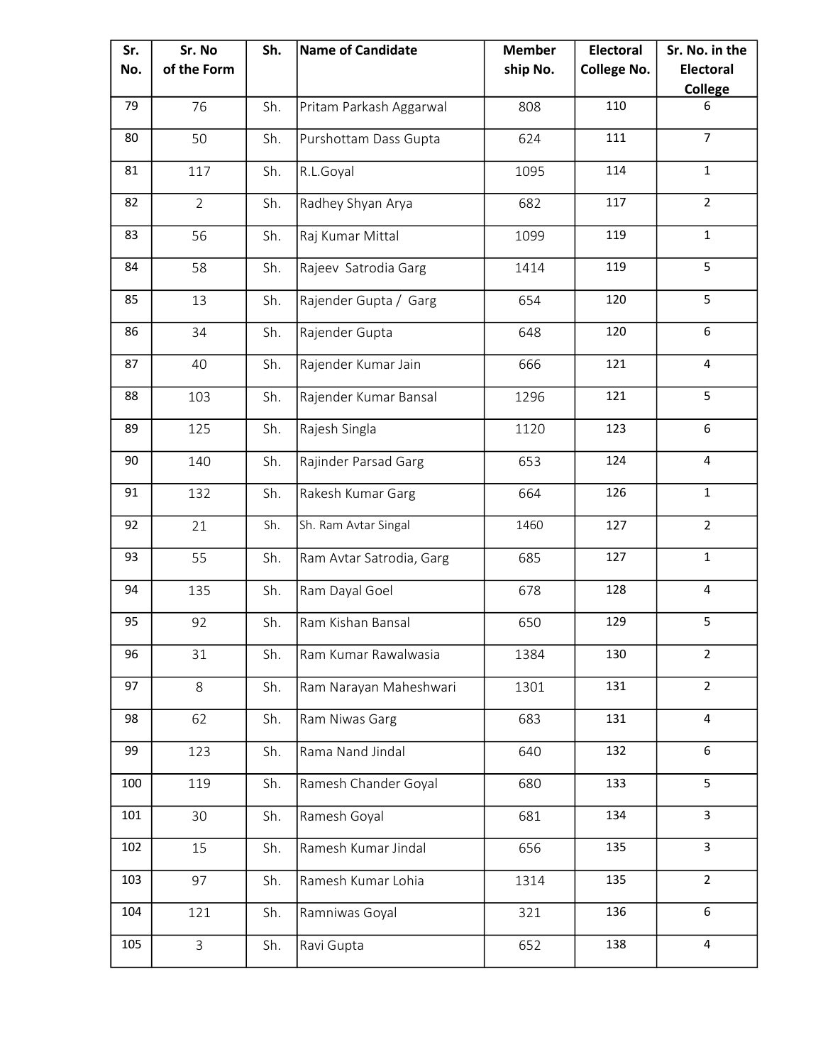| Sr. No. | Sr. No of the Form | Sh. | Name of Candidate | Member ship No. | Electoral College No. | Sr. No. in the Electoral College |
|---|---|---|---|---|---|---|
| 79 | 76 | Sh. | Pritam Parkash Aggarwal | 808 | 110 | 6 |
| 80 | 50 | Sh. | Purshottam Dass Gupta | 624 | 111 | 7 |
| 81 | 117 | Sh. | R.L.Goyal | 1095 | 114 | 1 |
| 82 | 2 | Sh. | Radhey Shyan Arya | 682 | 117 | 2 |
| 83 | 56 | Sh. | Raj Kumar Mittal | 1099 | 119 | 1 |
| 84 | 58 | Sh. | Rajeev  Satrodia Garg | 1414 | 119 | 5 |
| 85 | 13 | Sh. | Rajender Gupta /  Garg | 654 | 120 | 5 |
| 86 | 34 | Sh. | Rajender Gupta | 648 | 120 | 6 |
| 87 | 40 | Sh. | Rajender Kumar Jain | 666 | 121 | 4 |
| 88 | 103 | Sh. | Rajender Kumar Bansal | 1296 | 121 | 5 |
| 89 | 125 | Sh. | Rajesh Singla | 1120 | 123 | 6 |
| 90 | 140 | Sh. | Rajinder Parsad Garg | 653 | 124 | 4 |
| 91 | 132 | Sh. | Rakesh Kumar Garg | 664 | 126 | 1 |
| 92 | 21 | Sh. | Sh. Ram Avtar Singal | 1460 | 127 | 2 |
| 93 | 55 | Sh. | Ram Avtar Satrodia, Garg | 685 | 127 | 1 |
| 94 | 135 | Sh. | Ram Dayal Goel | 678 | 128 | 4 |
| 95 | 92 | Sh. | Ram Kishan Bansal | 650 | 129 | 5 |
| 96 | 31 | Sh. | Ram Kumar Rawalwasia | 1384 | 130 | 2 |
| 97 | 8 | Sh. | Ram Narayan Maheshwari | 1301 | 131 | 2 |
| 98 | 62 | Sh. | Ram Niwas Garg | 683 | 131 | 4 |
| 99 | 123 | Sh. | Rama Nand Jindal | 640 | 132 | 6 |
| 100 | 119 | Sh. | Ramesh Chander Goyal | 680 | 133 | 5 |
| 101 | 30 | Sh. | Ramesh Goyal | 681 | 134 | 3 |
| 102 | 15 | Sh. | Ramesh Kumar Jindal | 656 | 135 | 3 |
| 103 | 97 | Sh. | Ramesh Kumar Lohia | 1314 | 135 | 2 |
| 104 | 121 | Sh. | Ramniwas Goyal | 321 | 136 | 6 |
| 105 | 3 | Sh. | Ravi Gupta | 652 | 138 | 4 |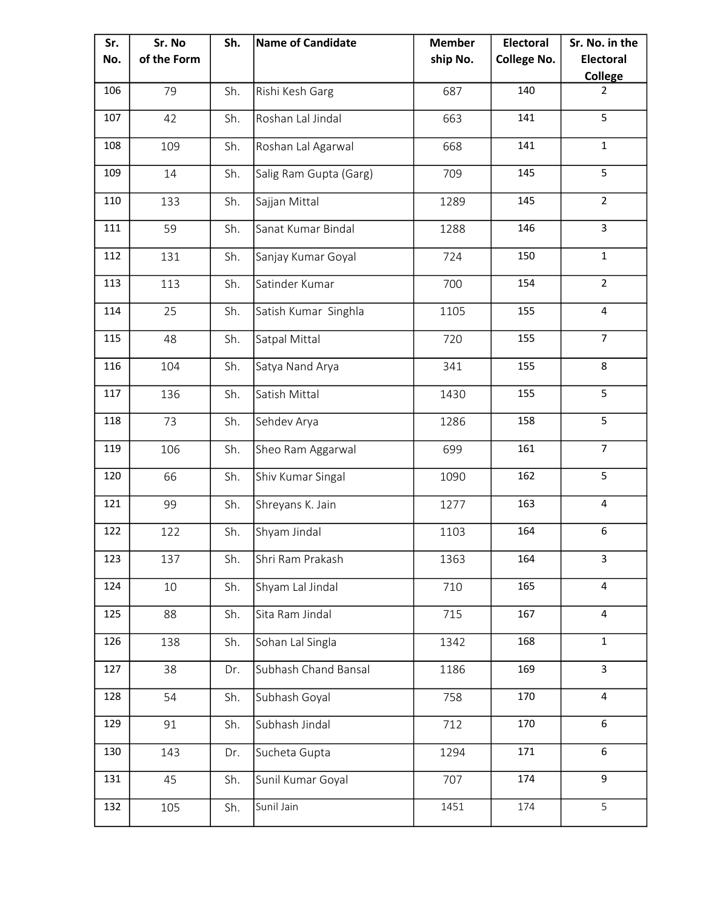| Sr. No. | Sr. No of the Form | Sh. | Name of Candidate | Member ship No. | Electoral College No. | Sr. No. in the Electoral College |
|---|---|---|---|---|---|---|
| 106 | 79 | Sh. | Rishi Kesh Garg | 687 | 140 | 2 |
| 107 | 42 | Sh. | Roshan Lal Jindal | 663 | 141 | 5 |
| 108 | 109 | Sh. | Roshan Lal Agarwal | 668 | 141 | 1 |
| 109 | 14 | Sh. | Salig Ram Gupta (Garg) | 709 | 145 | 5 |
| 110 | 133 | Sh. | Sajjan Mittal | 1289 | 145 | 2 |
| 111 | 59 | Sh. | Sanat Kumar Bindal | 1288 | 146 | 3 |
| 112 | 131 | Sh. | Sanjay Kumar Goyal | 724 | 150 | 1 |
| 113 | 113 | Sh. | Satinder Kumar | 700 | 154 | 2 |
| 114 | 25 | Sh. | Satish Kumar Singhla | 1105 | 155 | 4 |
| 115 | 48 | Sh. | Satpal Mittal | 720 | 155 | 7 |
| 116 | 104 | Sh. | Satya Nand Arya | 341 | 155 | 8 |
| 117 | 136 | Sh. | Satish Mittal | 1430 | 155 | 5 |
| 118 | 73 | Sh. | Sehdev Arya | 1286 | 158 | 5 |
| 119 | 106 | Sh. | Sheo Ram Aggarwal | 699 | 161 | 7 |
| 120 | 66 | Sh. | Shiv Kumar Singal | 1090 | 162 | 5 |
| 121 | 99 | Sh. | Shreyans K. Jain | 1277 | 163 | 4 |
| 122 | 122 | Sh. | Shyam Jindal | 1103 | 164 | 6 |
| 123 | 137 | Sh. | Shri Ram Prakash | 1363 | 164 | 3 |
| 124 | 10 | Sh. | Shyam Lal Jindal | 710 | 165 | 4 |
| 125 | 88 | Sh. | Sita Ram Jindal | 715 | 167 | 4 |
| 126 | 138 | Sh. | Sohan Lal Singla | 1342 | 168 | 1 |
| 127 | 38 | Dr. | Subhash Chand Bansal | 1186 | 169 | 3 |
| 128 | 54 | Sh. | Subhash Goyal | 758 | 170 | 4 |
| 129 | 91 | Sh. | Subhash Jindal | 712 | 170 | 6 |
| 130 | 143 | Dr. | Sucheta Gupta | 1294 | 171 | 6 |
| 131 | 45 | Sh. | Sunil Kumar Goyal | 707 | 174 | 9 |
| 132 | 105 | Sh. | Sunil Jain | 1451 | 174 | 5 |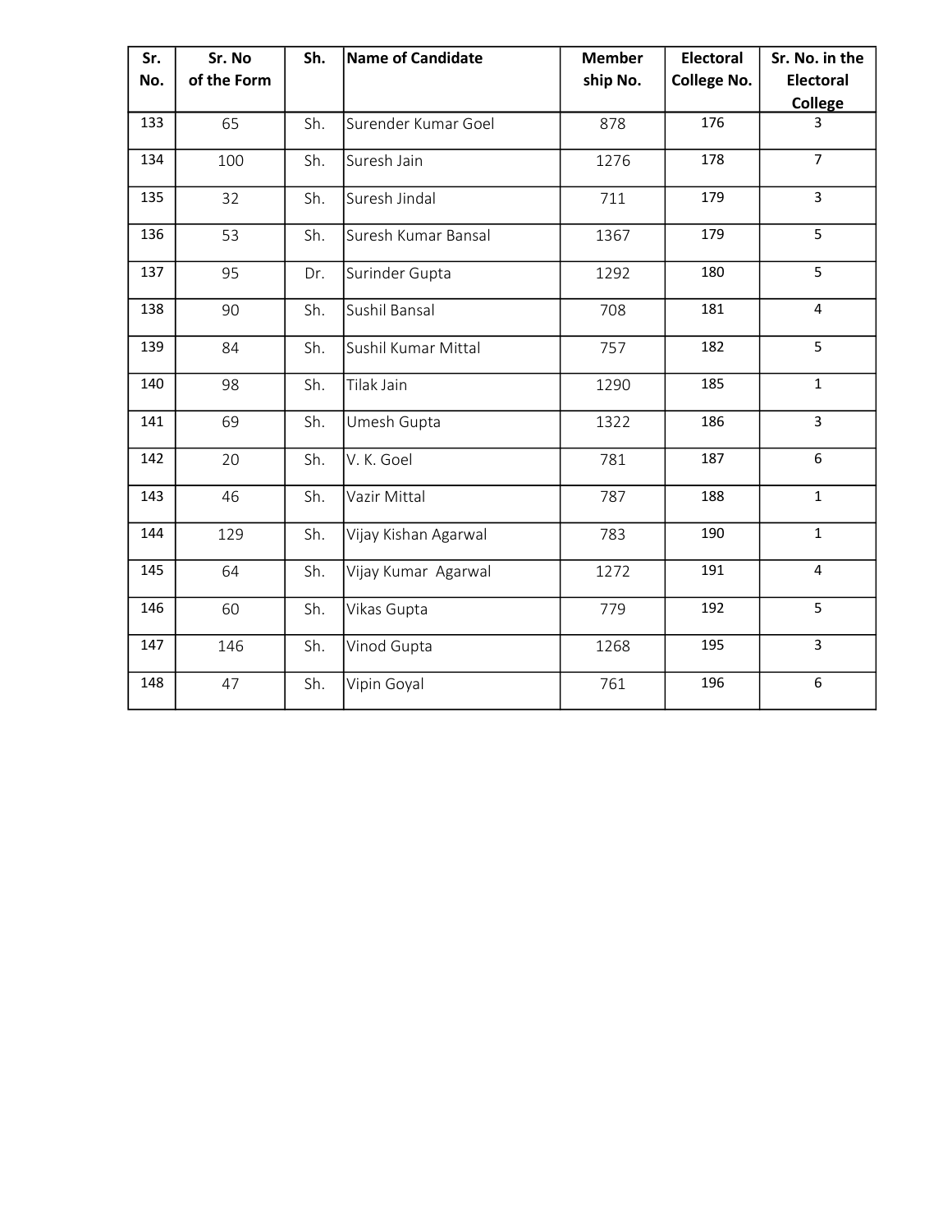| Sr. No. | Sr. No of the Form | Sh. | Name of Candidate | Member ship No. | Electoral College No. | Sr. No. in the Electoral College |
|---|---|---|---|---|---|---|
| 133 | 65 | Sh. | Surender Kumar Goel | 878 | 176 | 3 |
| 134 | 100 | Sh. | Suresh Jain | 1276 | 178 | 7 |
| 135 | 32 | Sh. | Suresh Jindal | 711 | 179 | 3 |
| 136 | 53 | Sh. | Suresh Kumar Bansal | 1367 | 179 | 5 |
| 137 | 95 | Dr. | Surinder Gupta | 1292 | 180 | 5 |
| 138 | 90 | Sh. | Sushil Bansal | 708 | 181 | 4 |
| 139 | 84 | Sh. | Sushil Kumar Mittal | 757 | 182 | 5 |
| 140 | 98 | Sh. | Tilak Jain | 1290 | 185 | 1 |
| 141 | 69 | Sh. | Umesh Gupta | 1322 | 186 | 3 |
| 142 | 20 | Sh. | V. K. Goel | 781 | 187 | 6 |
| 143 | 46 | Sh. | Vazir Mittal | 787 | 188 | 1 |
| 144 | 129 | Sh. | Vijay Kishan Agarwal | 783 | 190 | 1 |
| 145 | 64 | Sh. | Vijay Kumar Agarwal | 1272 | 191 | 4 |
| 146 | 60 | Sh. | Vikas Gupta | 779 | 192 | 5 |
| 147 | 146 | Sh. | Vinod Gupta | 1268 | 195 | 3 |
| 148 | 47 | Sh. | Vipin Goyal | 761 | 196 | 6 |